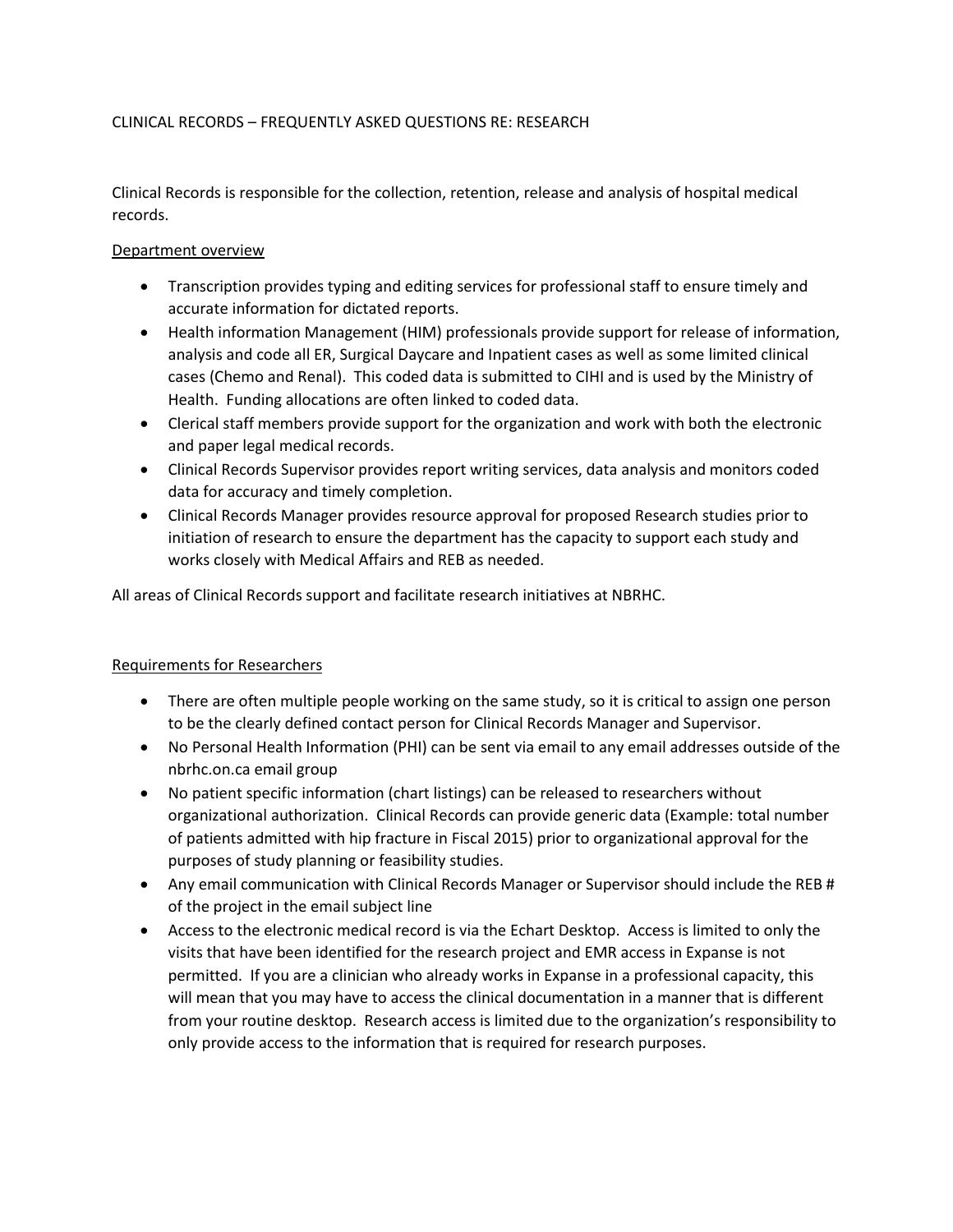# CLINICAL RECORDS – FREQUENTLY ASKED QUESTIONS RE: RESEARCH

Clinical Records is responsible for the collection, retention, release and analysis of hospital medical records.

## Department overview

- Transcription provides typing and editing services for professional staff to ensure timely and accurate information for dictated reports.
- Health information Management (HIM) professionals provide support for release of information, analysis and code all ER, Surgical Daycare and Inpatient cases as well as some limited clinical cases (Chemo and Renal). This coded data is submitted to CIHI and is used by the Ministry of Health. Funding allocations are often linked to coded data.
- Clerical staff members provide support for the organization and work with both the electronic and paper legal medical records.
- Clinical Records Supervisor provides report writing services, data analysis and monitors coded data for accuracy and timely completion.
- Clinical Records Manager provides resource approval for proposed Research studies prior to initiation of research to ensure the department has the capacity to support each study and works closely with Medical Affairs and REB as needed.

All areas of Clinical Records support and facilitate research initiatives at NBRHC.

## Requirements for Researchers

- There are often multiple people working on the same study, so it is critical to assign one person to be the clearly defined contact person for Clinical Records Manager and Supervisor.
- No Personal Health Information (PHI) can be sent via email to any email addresses outside of the nbrhc.on.ca email group
- No patient specific information (chart listings) can be released to researchers without organizational authorization. Clinical Records can provide generic data (Example: total number of patients admitted with hip fracture in Fiscal 2015) prior to organizational approval for the purposes of study planning or feasibility studies.
- Any email communication with Clinical Records Manager or Supervisor should include the REB # of the project in the email subject line
- Access to the electronic medical record is via the Echart Desktop. Access is limited to only the visits that have been identified for the research project and EMR access in Expanse is not permitted. If you are a clinician who already works in Expanse in a professional capacity, this will mean that you may have to access the clinical documentation in a manner that is different from your routine desktop. Research access is limited due to the organization's responsibility to only provide access to the information that is required for research purposes.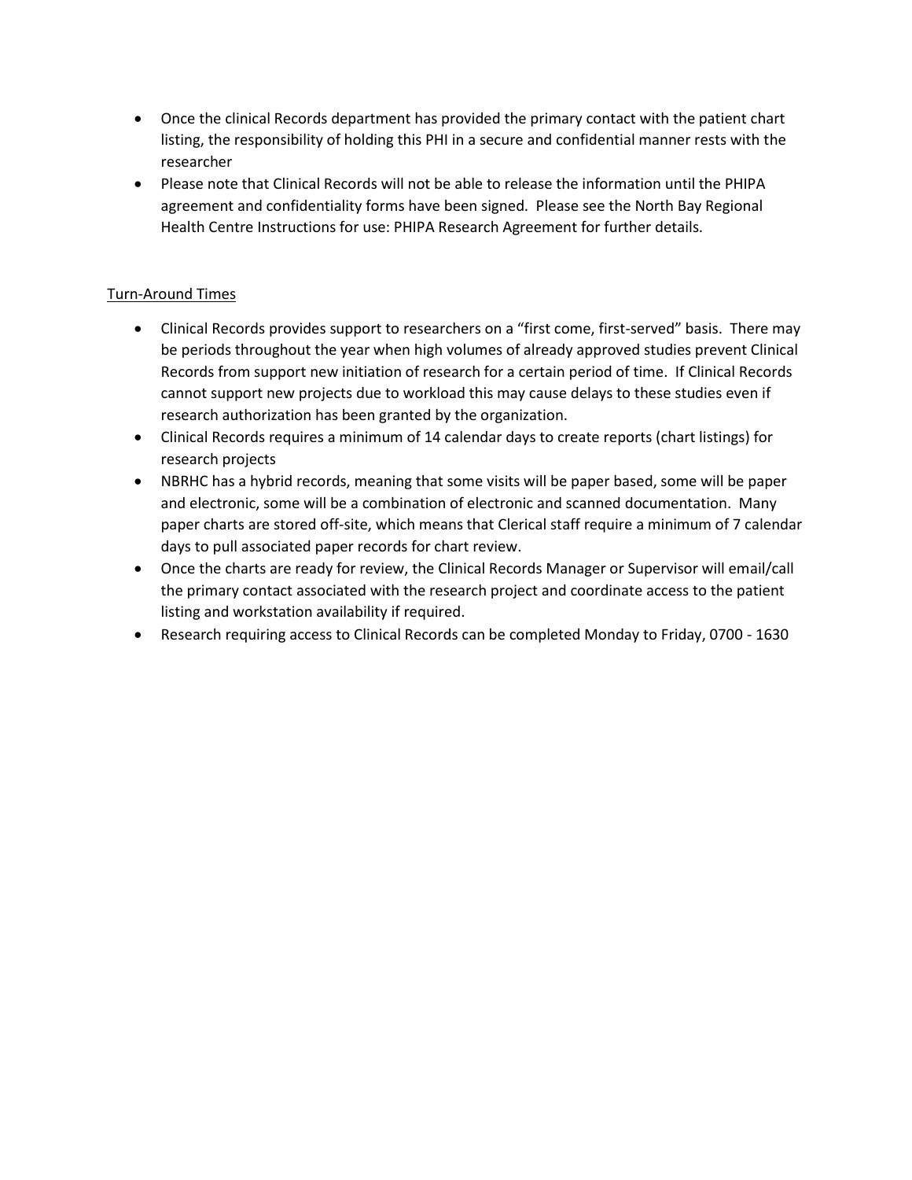- Once the clinical Records department has provided the primary contact with the patient chart listing, the responsibility of holding this PHI in a secure and confidential manner rests with the researcher
- Please note that Clinical Records will not be able to release the information until the PHIPA agreement and confidentiality forms have been signed. Please see the North Bay Regional Health Centre Instructions for use: PHIPA Research Agreement for further details.

<u>Turn-Around Times</u>

- Clinical Records provides support to researchers on a "first come, first-served" basis. There may be periods throughout the year when high volumes of already approved studies prevent Clinical Records from support new initiation of research for a certain period of time. If Clinical Records cannot support new projects due to workload this may cause delays to these studies even if research authorization has been granted by the organization.
- Clinical Records requires a minimum of 14 calendar days to create reports (chart listings) for research projects
- NBRHC has a hybrid records, meaning that some visits will be paper based, some will be paper and electronic, some will be a combination of electronic and scanned documentation. Many paper charts are stored off-site, which means that Clerical staff require a minimum of 7 calendar days to pull associated paper records for chart review.
- Once the charts are ready for review, the Clinical Records Manager or Supervisor will email/call the primary contact associated with the research project and coordinate access to the patient listing and workstation availability if required.
- Research requiring access to Clinical Records can be completed Monday to Friday, 0700 - 1630